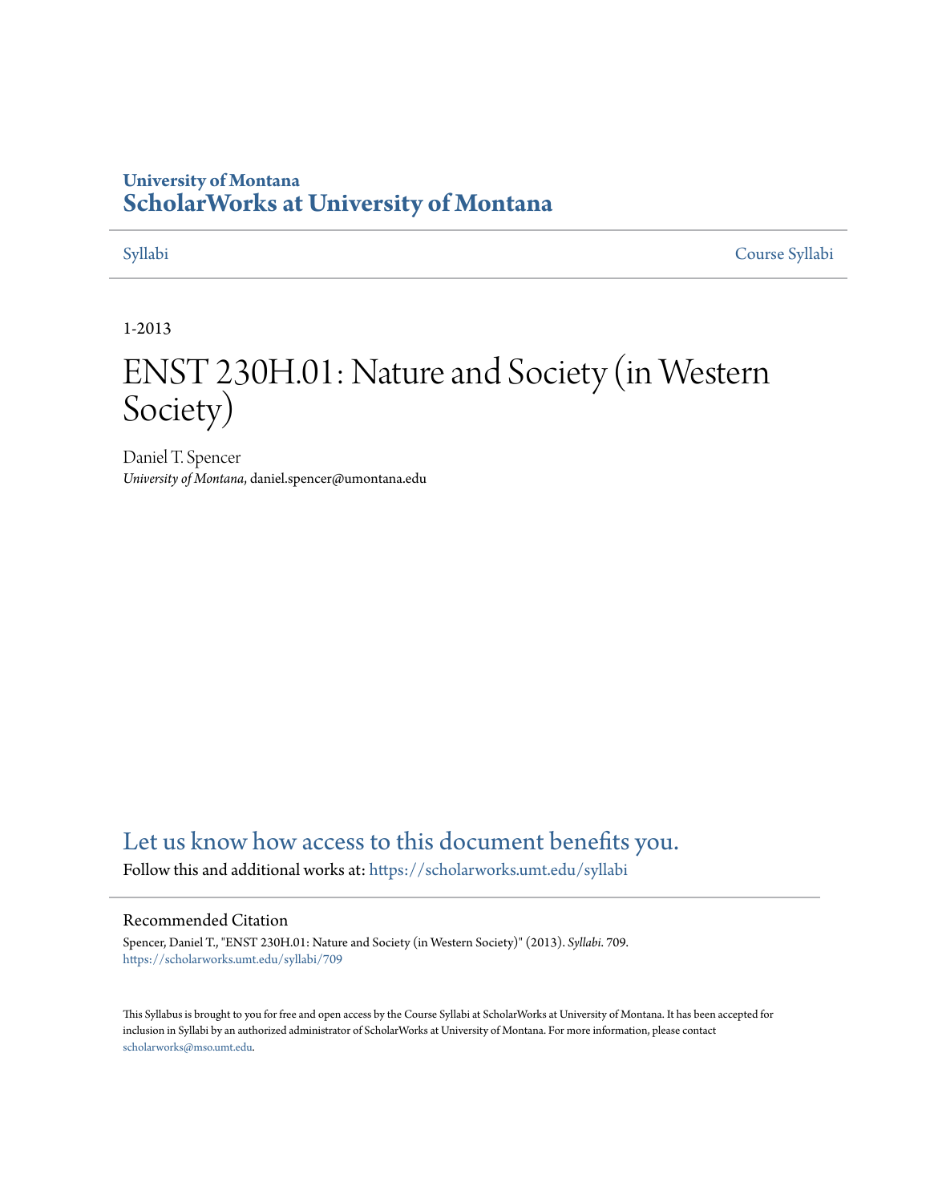University of Montana

# ScholarWorks at University of Montana

Syllabi — Course Syllabi

1-2013

# ENST 230H.01: Nature and Society (in Western Society)

Daniel T. Spencer
*University of Montana*, daniel.spencer@umontana.edu

Let us know how access to this document benefits you.

Follow this and additional works at: https://scholarworks.umt.edu/syllabi

## Recommended Citation

Spencer, Daniel T., "ENST 230H.01: Nature and Society (in Western Society)" (2013). *Syllabi*. 709.
https://scholarworks.umt.edu/syllabi/709

This Syllabus is brought to you for free and open access by the Course Syllabi at ScholarWorks at University of Montana. It has been accepted for inclusion in Syllabi by an authorized administrator of ScholarWorks at University of Montana. For more information, please contact scholarworks@mso.umt.edu.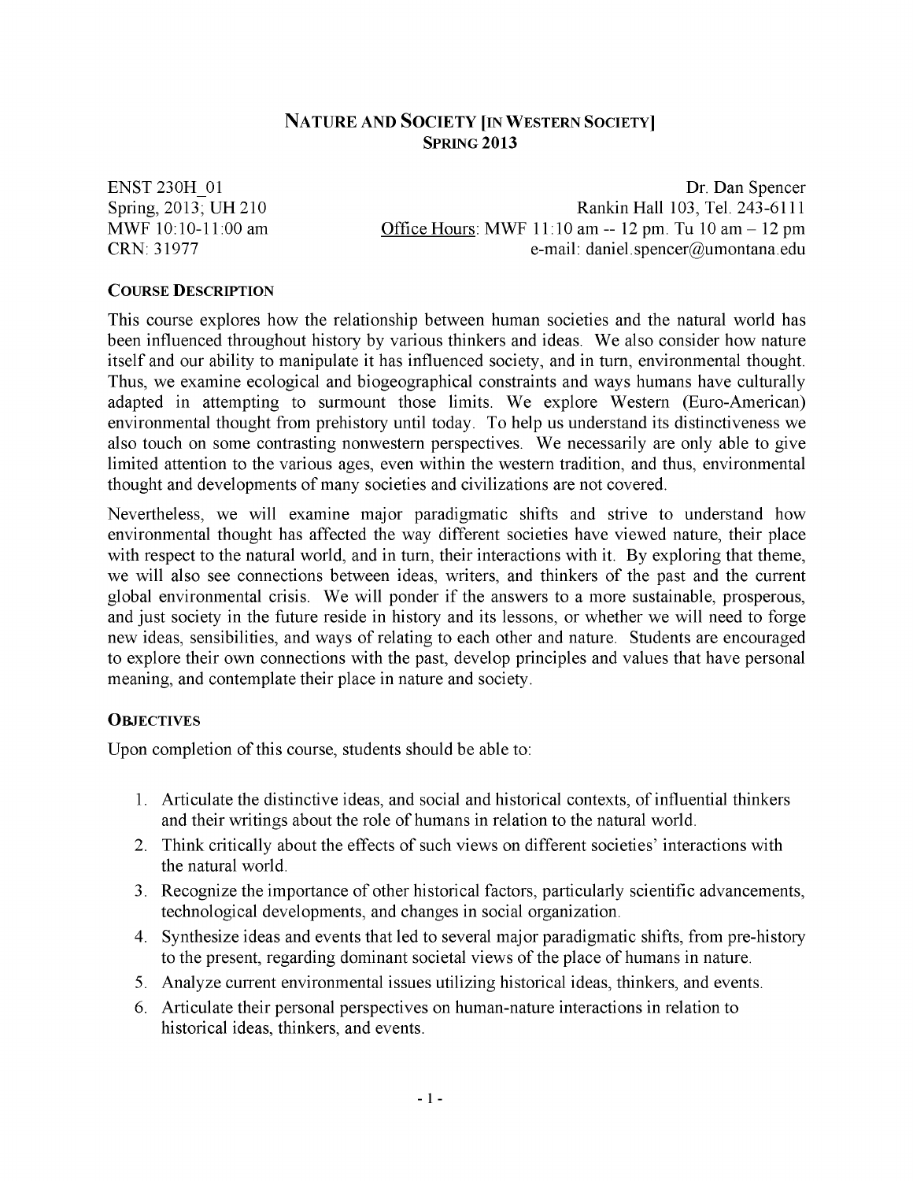# NATURE AND SOCIETY [IN WESTERN SOCIETY]
## SPRING 2013

ENST 230H_01
Spring, 2013; UH 210
MWF 10:10-11:00 am
CRN: 31977

Dr. Dan Spencer
Rankin Hall 103, Tel. 243-6111
Office Hours: MWF 11:10 am -- 12 pm. Tu 10 am – 12 pm
e-mail: daniel.spencer@umontana.edu

### COURSE DESCRIPTION

This course explores how the relationship between human societies and the natural world has been influenced throughout history by various thinkers and ideas. We also consider how nature itself and our ability to manipulate it has influenced society, and in turn, environmental thought. Thus, we examine ecological and biogeographical constraints and ways humans have culturally adapted in attempting to surmount those limits. We explore Western (Euro-American) environmental thought from prehistory until today. To help us understand its distinctiveness we also touch on some contrasting nonwestern perspectives. We necessarily are only able to give limited attention to the various ages, even within the western tradition, and thus, environmental thought and developments of many societies and civilizations are not covered.

Nevertheless, we will examine major paradigmatic shifts and strive to understand how environmental thought has affected the way different societies have viewed nature, their place with respect to the natural world, and in turn, their interactions with it. By exploring that theme, we will also see connections between ideas, writers, and thinkers of the past and the current global environmental crisis. We will ponder if the answers to a more sustainable, prosperous, and just society in the future reside in history and its lessons, or whether we will need to forge new ideas, sensibilities, and ways of relating to each other and nature. Students are encouraged to explore their own connections with the past, develop principles and values that have personal meaning, and contemplate their place in nature and society.

### OBJECTIVES

Upon completion of this course, students should be able to:

1. Articulate the distinctive ideas, and social and historical contexts, of influential thinkers and their writings about the role of humans in relation to the natural world.
2. Think critically about the effects of such views on different societies' interactions with the natural world.
3. Recognize the importance of other historical factors, particularly scientific advancements, technological developments, and changes in social organization.
4. Synthesize ideas and events that led to several major paradigmatic shifts, from pre-history to the present, regarding dominant societal views of the place of humans in nature.
5. Analyze current environmental issues utilizing historical ideas, thinkers, and events.
6. Articulate their personal perspectives on human-nature interactions in relation to historical ideas, thinkers, and events.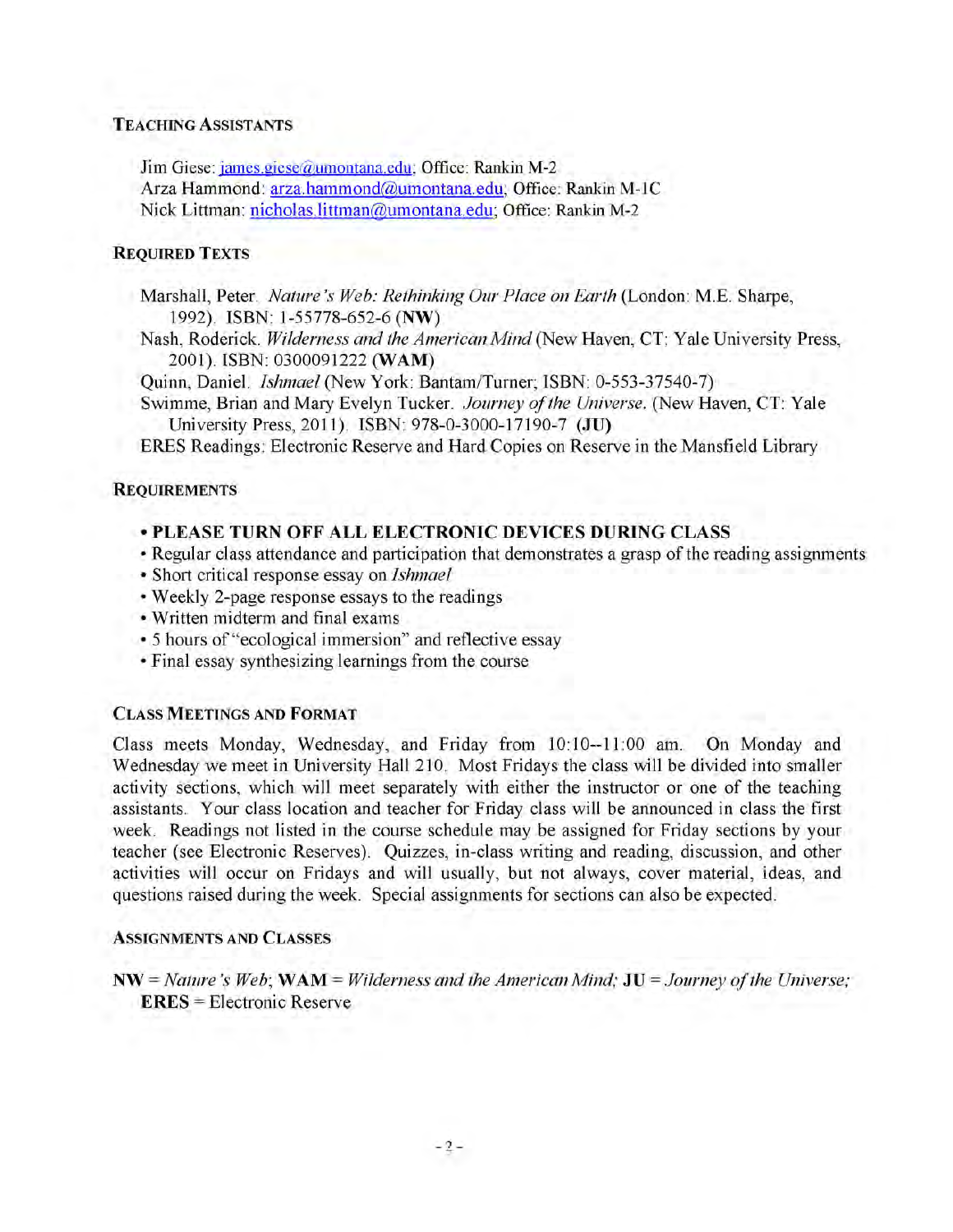### Teaching Assistants

Jim Giese: james.giese@umontana.edu; Office: Rankin M-2
Arza Hammond: arza.hammond@umontana.edu; Office: Rankin M-1C
Nick Littman: nicholas.littman@umontana.edu; Office: Rankin M-2

### Required Texts

Marshall, Peter. *Nature's Web: Rethinking Our Place on Earth* (London: M.E. Sharpe, 1992). ISBN: 1-55778-652-6 (**NW**)

Nash, Roderick. *Wilderness and the American Mind* (New Haven, CT: Yale University Press, 2001). ISBN: 0300091222 (**WAM**)

Quinn, Daniel. *Ishmael* (New York: Bantam/Turner; ISBN: 0-553-37540-7)

Swimme, Brian and Mary Evelyn Tucker. *Journey of the Universe*. (New Haven, CT: Yale University Press, 2011). ISBN: 978-0-3000-17190-7 (**JU**)

ERES Readings: Electronic Reserve and Hard Copies on Reserve in the Mansfield Library

### Requirements

- **PLEASE TURN OFF ALL ELECTRONIC DEVICES DURING CLASS**
- Regular class attendance and participation that demonstrates a grasp of the reading assignments
- Short critical response essay on *Ishmael*
- Weekly 2-page response essays to the readings
- Written midterm and final exams
- 5 hours of "ecological immersion" and reflective essay
- Final essay synthesizing learnings from the course

### Class Meetings and Format

Class meets Monday, Wednesday, and Friday from 10:10--11:00 am. On Monday and Wednesday we meet in University Hall 210. Most Fridays the class will be divided into smaller activity sections, which will meet separately with either the instructor or one of the teaching assistants. Your class location and teacher for Friday class will be announced in class the first week. Readings not listed in the course schedule may be assigned for Friday sections by your teacher (see Electronic Reserves). Quizzes, in-class writing and reading, discussion, and other activities will occur on Fridays and will usually, but not always, cover material, ideas, and questions raised during the week. Special assignments for sections can also be expected.

### Assignments and Classes

**NW** = *Nature's Web*; **WAM** = *Wilderness and the American Mind;* **JU** = *Journey of the Universe;* **ERES** = Electronic Reserve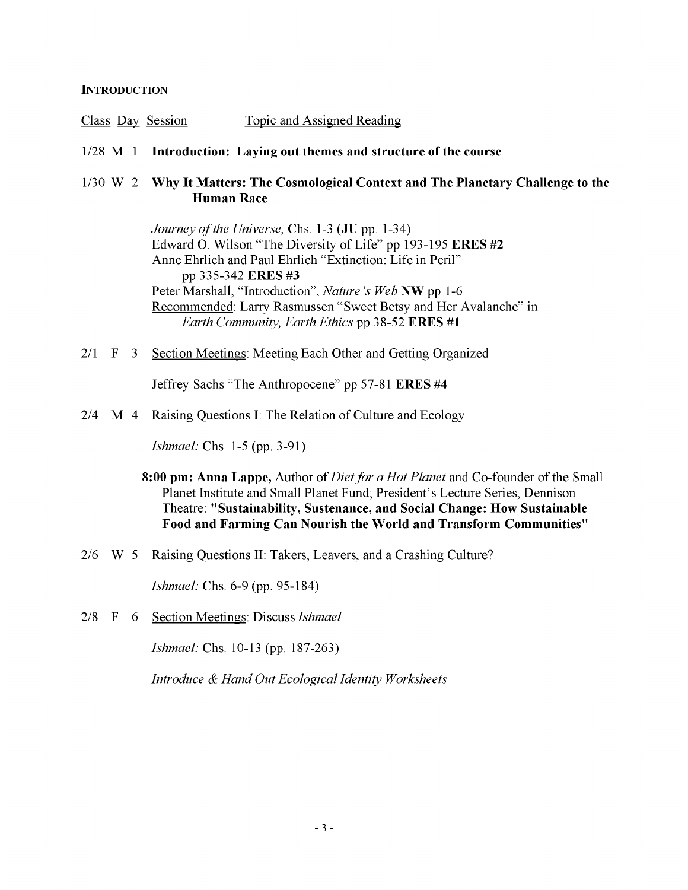## INTRODUCTION

Class Day Session Topic and Assigned Reading

1/28 M 1 **Introduction: Laying out themes and structure of the course**

1/30 W 2 **Why It Matters: The Cosmological Context and The Planetary Challenge to the Human Race**

*Journey of the Universe*, Chs. 1-3 (**JU** pp. 1-34)
Edward O. Wilson "The Diversity of Life" pp 193-195 **ERES #2**
Anne Ehrlich and Paul Ehrlich "Extinction: Life in Peril" pp 335-342 **ERES #3**
Peter Marshall, "Introduction", *Nature's Web* **NW** pp 1-6
Recommended: Larry Rasmussen "Sweet Betsy and Her Avalanche" in *Earth Community, Earth Ethics* pp 38-52 **ERES #1**

2/1 F 3 Section Meetings: Meeting Each Other and Getting Organized

Jeffrey Sachs "The Anthropocene" pp 57-81 **ERES #4**

2/4 M 4 Raising Questions I: The Relation of Culture and Ecology

*Ishmael:* Chs. 1-5 (pp. 3-91)

**8:00 pm: Anna Lappe,** Author of *Diet for a Hot Planet* and Co-founder of the Small Planet Institute and Small Planet Fund; President's Lecture Series, Dennison Theatre: **"Sustainability, Sustenance, and Social Change: How Sustainable Food and Farming Can Nourish the World and Transform Communities"**

2/6 W 5 Raising Questions II: Takers, Leavers, and a Crashing Culture?

*Ishmael:* Chs. 6-9 (pp. 95-184)

2/8 F 6 Section Meetings: Discuss *Ishmael*

*Ishmael:* Chs. 10-13 (pp. 187-263)

*Introduce & Hand Out Ecological Identity Worksheets*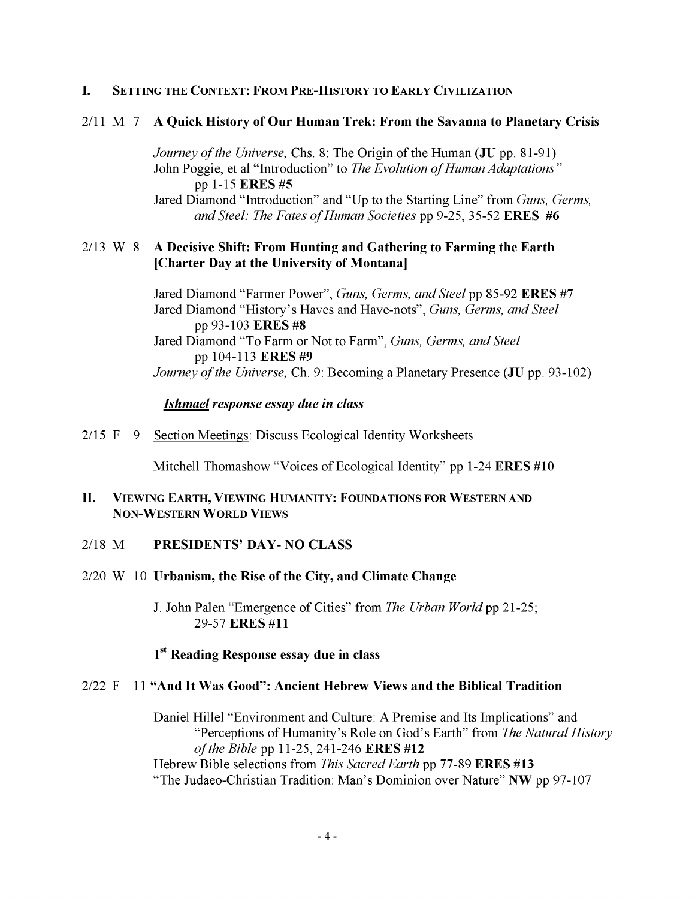## I. Setting the Context: From Pre-History to Early Civilization

**2/11 M 7 A Quick History of Our Human Trek: From the Savanna to Planetary Crisis**

*Journey of the Universe,* Chs. 8: The Origin of the Human (**JU** pp. 81-91)
John Poggie, et al "Introduction" to *The Evolution of Human Adaptations"* pp 1-15 **ERES #5**
Jared Diamond "Introduction" and "Up to the Starting Line" from *Guns, Germs, and Steel: The Fates of Human Societies* pp 9-25, 35-52 **ERES #6**

**2/13 W 8 A Decisive Shift: From Hunting and Gathering to Farming the Earth [Charter Day at the University of Montana]**

Jared Diamond "Farmer Power", *Guns, Germs, and Steel* pp 85-92 **ERES #7**
Jared Diamond "History's Haves and Have-nots", *Guns, Germs, and Steel* pp 93-103 **ERES #8**
Jared Diamond "To Farm or Not to Farm", *Guns, Germs, and Steel* pp 104-113 **ERES #9**
*Journey of the Universe,* Ch. 9: Becoming a Planetary Presence (**JU** pp. 93-102)

***Ishmael* response essay due in class**

2/15 F 9 Section Meetings: Discuss Ecological Identity Worksheets

Mitchell Thomashow "Voices of Ecological Identity" pp 1-24 **ERES #10**

## II. Viewing Earth, Viewing Humanity: Foundations for Western and Non-Western World Views

**2/18 M PRESIDENTS' DAY- NO CLASS**

**2/20 W 10 Urbanism, the Rise of the City, and Climate Change**

J. John Palen "Emergence of Cities" from *The Urban World* pp 21-25; 29-57 **ERES #11**

**1st Reading Response essay due in class**

**2/22 F 11 "And It Was Good": Ancient Hebrew Views and the Biblical Tradition**

Daniel Hillel "Environment and Culture: A Premise and Its Implications" and "Perceptions of Humanity's Role on God's Earth" from *The Natural History of the Bible* pp 11-25, 241-246 **ERES #12**
Hebrew Bible selections from *This Sacred Earth* pp 77-89 **ERES #13**
"The Judaeo-Christian Tradition: Man's Dominion over Nature" **NW** pp 97-107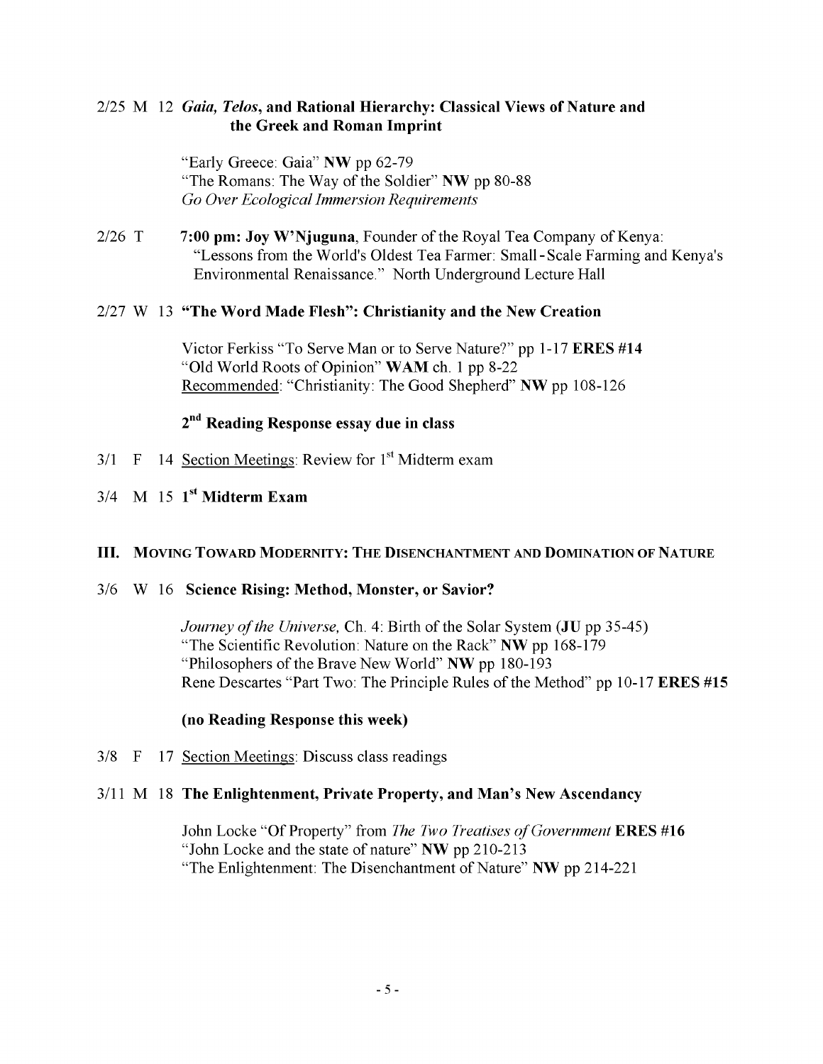2/25 M 12 ***Gaia, Telos*, and Rational Hierarchy: Classical Views of Nature and the Greek and Roman Imprint**

"Early Greece: Gaia" **NW** pp 62-79
"The Romans: The Way of the Soldier" **NW** pp 80-88
*Go Over Ecological Immersion Requirements*

2/26 T **7:00 pm: Joy W'Njuguna**, Founder of the Royal Tea Company of Kenya: "Lessons from the World's Oldest Tea Farmer: Small-Scale Farming and Kenya's Environmental Renaissance." North Underground Lecture Hall

2/27 W 13 **"The Word Made Flesh": Christianity and the New Creation**

Victor Ferkiss "To Serve Man or to Serve Nature?" pp 1-17 **ERES #14**
"Old World Roots of Opinion" **WAM** ch. 1 pp 8-22
Recommended: "Christianity: The Good Shepherd" **NW** pp 108-126

**2nd Reading Response essay due in class**

3/1 F 14 Section Meetings: Review for 1st Midterm exam

3/4 M 15 **1st Midterm Exam**

## III. Moving Toward Modernity: The Disenchantment and Domination of Nature

3/6 W 16 **Science Rising: Method, Monster, or Savior?**

*Journey of the Universe,* Ch. 4: Birth of the Solar System (**JU** pp 35-45)
"The Scientific Revolution: Nature on the Rack" **NW** pp 168-179
"Philosophers of the Brave New World" **NW** pp 180-193
Rene Descartes "Part Two: The Principle Rules of the Method" pp 10-17 **ERES #15**

**(no Reading Response this week)**

3/8 F 17 Section Meetings: Discuss class readings

3/11 M 18 **The Enlightenment, Private Property, and Man's New Ascendancy**

John Locke "Of Property" from *The Two Treatises of Government* **ERES #16**
"John Locke and the state of nature" **NW** pp 210-213
"The Enlightenment: The Disenchantment of Nature" **NW** pp 214-221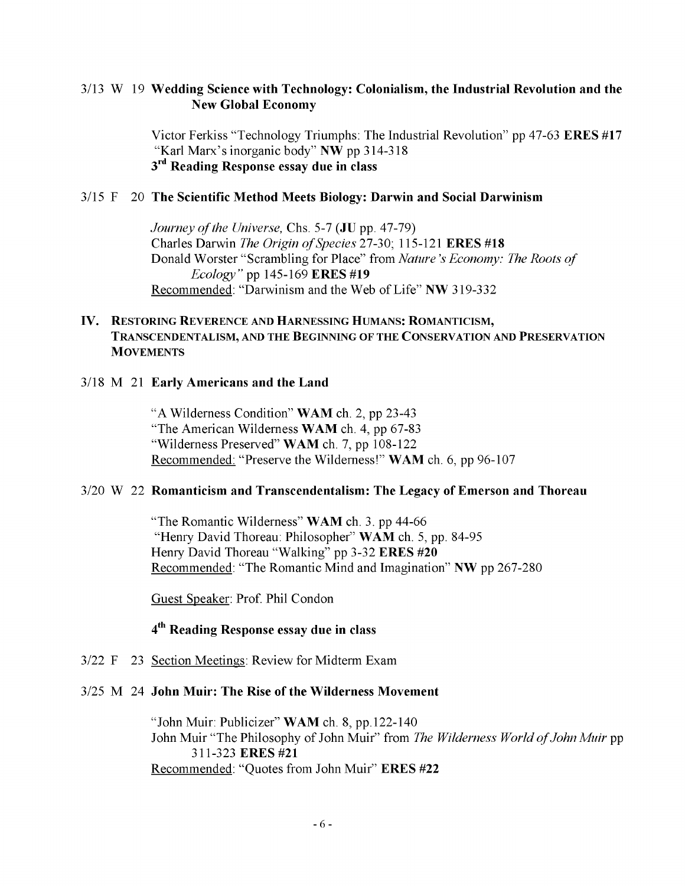3/13 W 19 **Wedding Science with Technology: Colonialism, the Industrial Revolution and the New Global Economy**

Victor Ferkiss "Technology Triumphs: The Industrial Revolution" pp 47-63 **ERES #17**
"Karl Marx's inorganic body" **NW** pp 314-318
**3rd Reading Response essay due in class**

3/15 F 20 **The Scientific Method Meets Biology: Darwin and Social Darwinism**

*Journey of the Universe,* Chs. 5-7 (**JU** pp. 47-79)
Charles Darwin *The Origin of Species* 27-30; 115-121 **ERES #18**
Donald Worster "Scrambling for Place" from *Nature's Economy: The Roots of Ecology"* pp 145-169 **ERES #19**
Recommended: "Darwinism and the Web of Life" **NW** 319-332

## IV. Restoring Reverence and Harnessing Humans: Romanticism, Transcendentalism, and the Beginning of the Conservation and Preservation Movements

3/18 M 21 **Early Americans and the Land**

"A Wilderness Condition" **WAM** ch. 2, pp 23-43
"The American Wilderness **WAM** ch. 4, pp 67-83
"Wilderness Preserved" **WAM** ch. 7, pp 108-122
Recommended: "Preserve the Wilderness!" **WAM** ch. 6, pp 96-107

3/20 W 22 **Romanticism and Transcendentalism: The Legacy of Emerson and Thoreau**

"The Romantic Wilderness" **WAM** ch. 3. pp 44-66
"Henry David Thoreau: Philosopher" **WAM** ch. 5, pp. 84-95
Henry David Thoreau "Walking" pp 3-32 **ERES #20**
Recommended: "The Romantic Mind and Imagination" **NW** pp 267-280

Guest Speaker: Prof. Phil Condon

**4th Reading Response essay due in class**

3/22 F 23 Section Meetings: Review for Midterm Exam

3/25 M 24 **John Muir: The Rise of the Wilderness Movement**

"John Muir: Publicizer" **WAM** ch. 8, pp.122-140
John Muir "The Philosophy of John Muir" from *The Wilderness World of John Muir* pp 311-323 **ERES #21**
Recommended: "Quotes from John Muir" **ERES #22**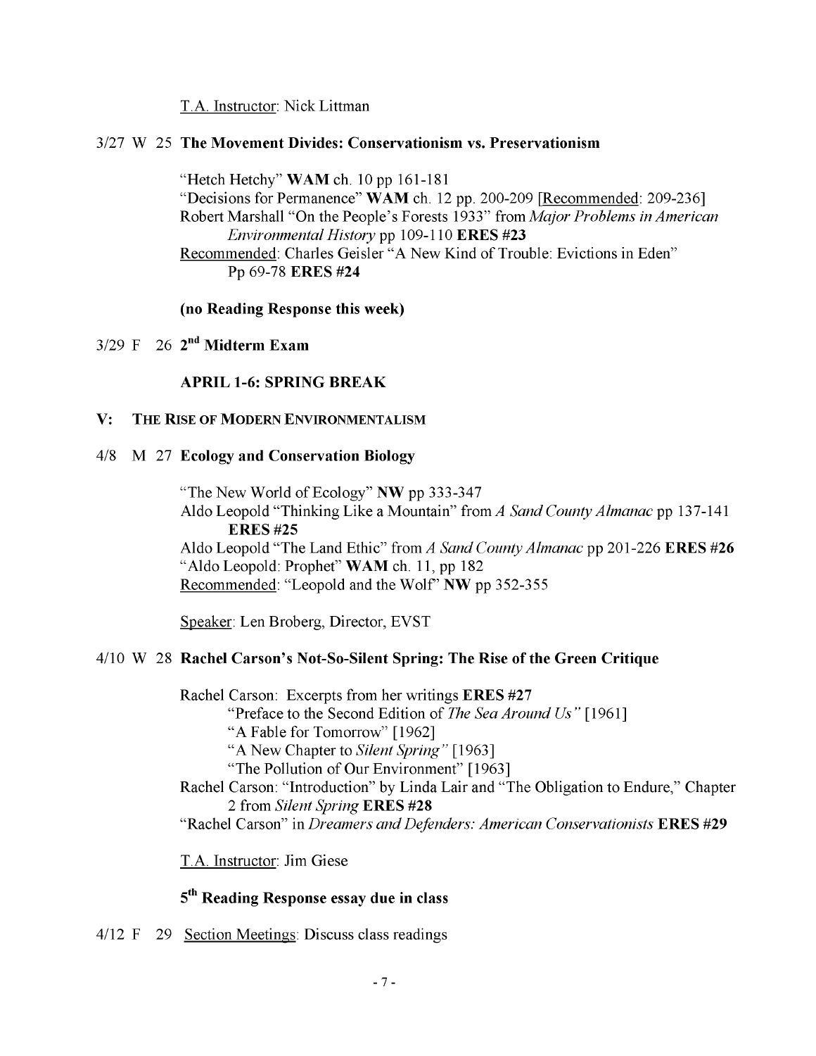T.A. Instructor: Nick Littman

3/27 W 25 **The Movement Divides: Conservationism vs. Preservationism**

"Hetch Hetchy" **WAM** ch. 10 pp 161-181
"Decisions for Permanence" **WAM** ch. 12 pp. 200-209 [Recommended: 209-236]
Robert Marshall "On the People's Forests 1933" from *Major Problems in American Environmental History* pp 109-110 **ERES #23**
Recommended: Charles Geisler "A New Kind of Trouble: Evictions in Eden" Pp 69-78 **ERES #24**

**(no Reading Response this week)**

3/29 F 26 **2nd Midterm Exam**

**APRIL 1-6: SPRING BREAK**

## V: THE RISE OF MODERN ENVIRONMENTALISM

4/8 M 27 **Ecology and Conservation Biology**

"The New World of Ecology" **NW** pp 333-347
Aldo Leopold "Thinking Like a Mountain" from *A Sand County Almanac* pp 137-141 **ERES #25**
Aldo Leopold "The Land Ethic" from *A Sand County Almanac* pp 201-226 **ERES #26**
"Aldo Leopold: Prophet" **WAM** ch. 11, pp 182
Recommended: "Leopold and the Wolf" **NW** pp 352-355

Speaker: Len Broberg, Director, EVST

4/10 W 28 **Rachel Carson's Not-So-Silent Spring: The Rise of the Green Critique**

Rachel Carson: Excerpts from her writings **ERES #27**
- "Preface to the Second Edition of *The Sea Around Us"* [1961]
- "A Fable for Tomorrow" [1962]
- "A New Chapter to *Silent Spring"* [1963]
- "The Pollution of Our Environment" [1963]

Rachel Carson: "Introduction" by Linda Lair and "The Obligation to Endure," Chapter 2 from *Silent Spring* **ERES #28**
"Rachel Carson" in *Dreamers and Defenders: American Conservationists* **ERES #29**

T.A. Instructor: Jim Giese

**5th Reading Response essay due in class**

4/12 F 29 Section Meetings: Discuss class readings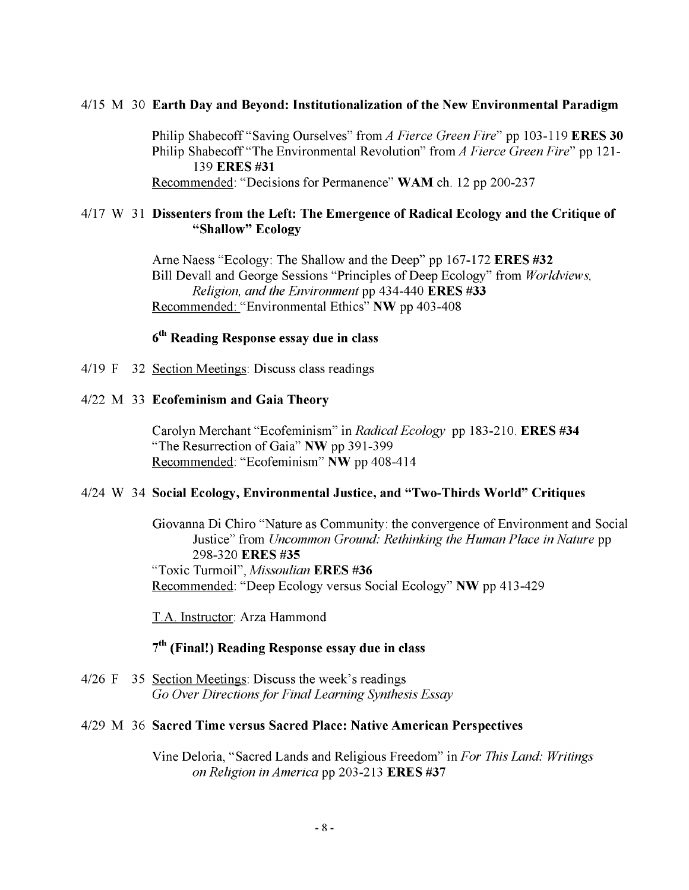4/15 M 30 **Earth Day and Beyond: Institutionalization of the New Environmental Paradigm**

Philip Shabecoff "Saving Ourselves" from *A Fierce Green Fire*" pp 103-119 **ERES 30**
Philip Shabecoff "The Environmental Revolution" from *A Fierce Green Fire*" pp 121-139 **ERES #31**
Recommended: "Decisions for Permanence" **WAM** ch. 12 pp 200-237

4/17 W 31 **Dissenters from the Left: The Emergence of Radical Ecology and the Critique of "Shallow" Ecology**

Arne Naess "Ecology: The Shallow and the Deep" pp 167-172 **ERES #32**
Bill Devall and George Sessions "Principles of Deep Ecology" from *Worldviews, Religion, and the Environment* pp 434-440 **ERES #33**
Recommended: "Environmental Ethics" **NW** pp 403-408

**6th Reading Response essay due in class**

4/19 F 32 Section Meetings: Discuss class readings

4/22 M 33 **Ecofeminism and Gaia Theory**

Carolyn Merchant "Ecofeminism" in *Radical Ecology* pp 183-210. **ERES #34**
"The Resurrection of Gaia" **NW** pp 391-399
Recommended: "Ecofeminism" **NW** pp 408-414

4/24 W 34 **Social Ecology, Environmental Justice, and "Two-Thirds World" Critiques**

Giovanna Di Chiro "Nature as Community: the convergence of Environment and Social Justice" from *Uncommon Ground: Rethinking the Human Place in Nature* pp 298-320 **ERES #35**
"Toxic Turmoil", *Missoulian* **ERES #36**
Recommended: "Deep Ecology versus Social Ecology" **NW** pp 413-429

T.A. Instructor: Arza Hammond

**7th (Final!) Reading Response essay due in class**

4/26 F 35 Section Meetings: Discuss the week's readings
*Go Over Directions for Final Learning Synthesis Essay*

4/29 M 36 **Sacred Time versus Sacred Place: Native American Perspectives**

Vine Deloria, "Sacred Lands and Religious Freedom" in *For This Land: Writings on Religion in America* pp 203-213 **ERES #37**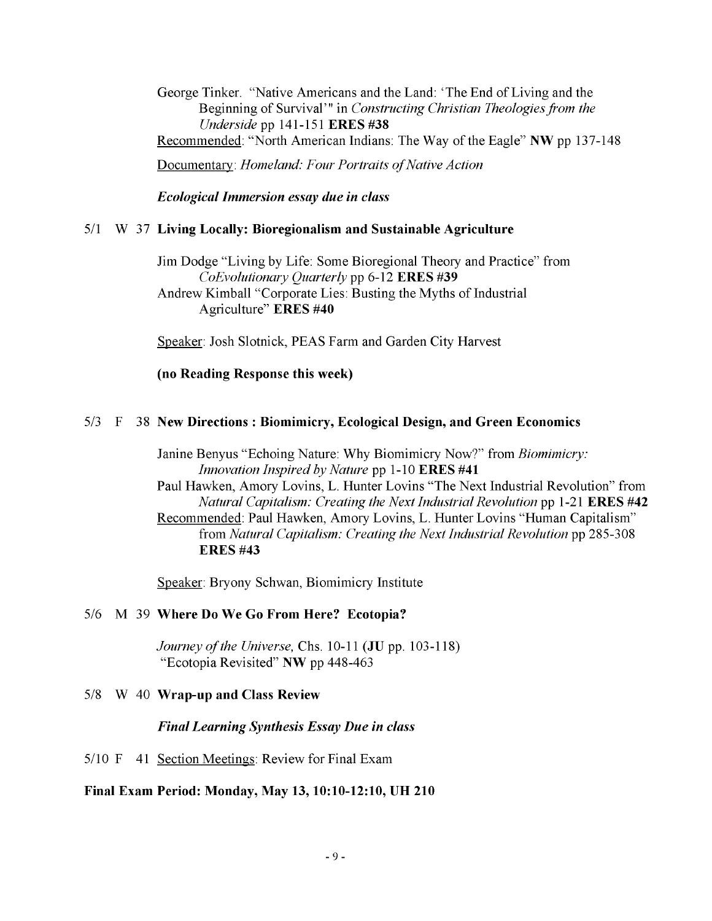George Tinker. "Native Americans and the Land: 'The End of Living and the Beginning of Survival'" in *Constructing Christian Theologies from the Underside* pp 141-151 **ERES #38**

Recommended: "North American Indians: The Way of the Eagle" **NW** pp 137-148

Documentary: *Homeland: Four Portraits of Native Action*

***Ecological Immersion essay due in class***

5/1 W 37 **Living Locally: Bioregionalism and Sustainable Agriculture**

Jim Dodge "Living by Life: Some Bioregional Theory and Practice" from *CoEvolutionary Quarterly* pp 6-12 **ERES #39**

Andrew Kimball "Corporate Lies: Busting the Myths of Industrial Agriculture" **ERES #40**

Speaker: Josh Slotnick, PEAS Farm and Garden City Harvest

**(no Reading Response this week)**

5/3 F 38 **New Directions : Biomimicry, Ecological Design, and Green Economics**

Janine Benyus "Echoing Nature: Why Biomimicry Now?" from *Biomimicry: Innovation Inspired by Nature* pp 1-10 **ERES #41**

Paul Hawken, Amory Lovins, L. Hunter Lovins "The Next Industrial Revolution" from *Natural Capitalism: Creating the Next Industrial Revolution* pp 1-21 **ERES #42**

Recommended: Paul Hawken, Amory Lovins, L. Hunter Lovins "Human Capitalism" from *Natural Capitalism: Creating the Next Industrial Revolution* pp 285-308 **ERES #43**

Speaker: Bryony Schwan, Biomimicry Institute

5/6 M 39 **Where Do We Go From Here? Ecotopia?**

*Journey of the Universe,* Chs. 10-11 (**JU** pp. 103-118)

"Ecotopia Revisited" **NW** pp 448-463

5/8 W 40 **Wrap-up and Class Review**

***Final Learning Synthesis Essay Due in class***

5/10 F 41 Section Meetings: Review for Final Exam

**Final Exam Period: Monday, May 13, 10:10-12:10, UH 210**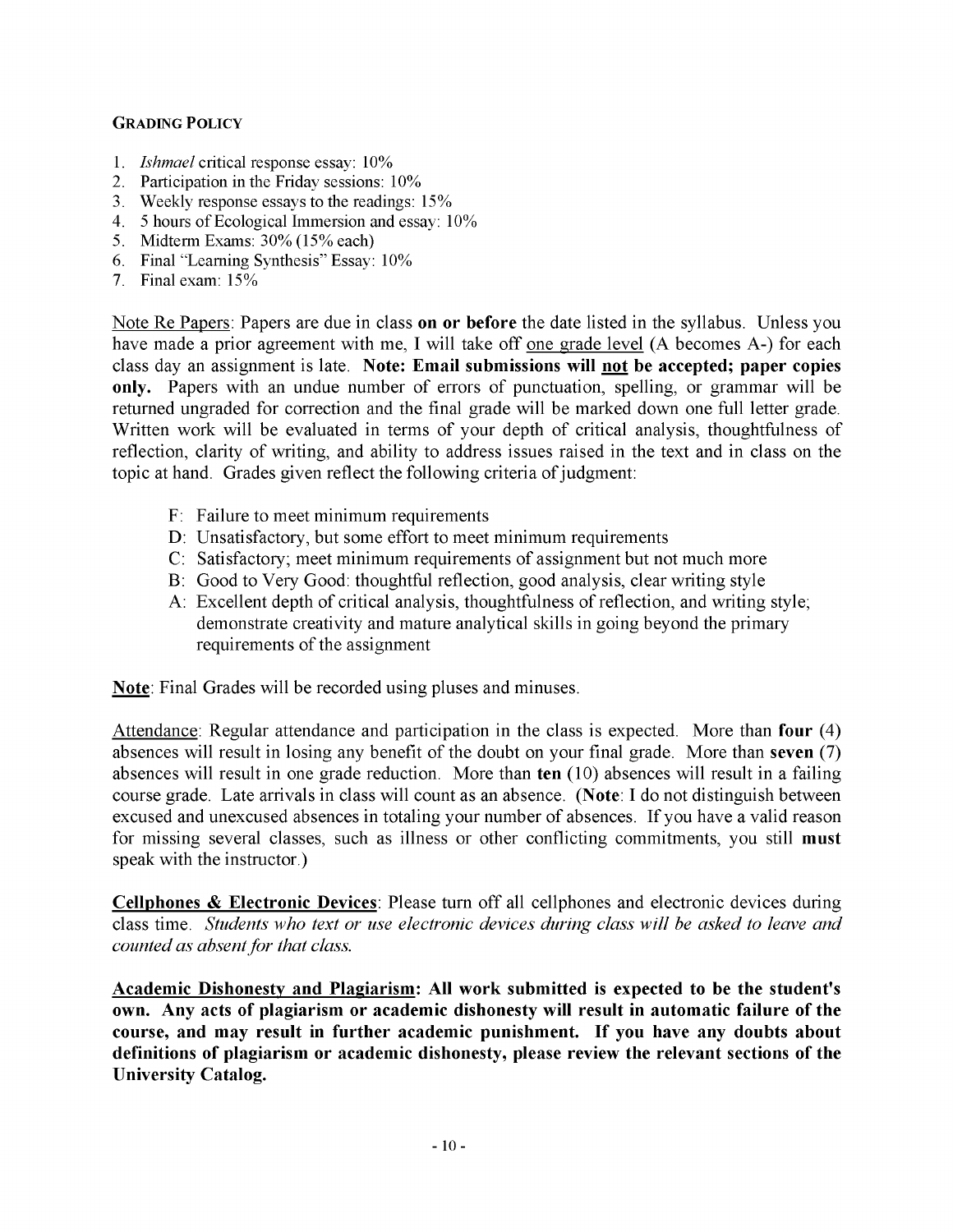## GRADING POLICY

1. *Ishmael* critical response essay: 10%
2. Participation in the Friday sessions: 10%
3. Weekly response essays to the readings: 15%
4. 5 hours of Ecological Immersion and essay: 10%
5. Midterm Exams: 30% (15% each)
6. Final "Learning Synthesis" Essay: 10%
7. Final exam: 15%

Note Re Papers: Papers are due in class **on or before** the date listed in the syllabus. Unless you have made a prior agreement with me, I will take off one grade level (A becomes A-) for each class day an assignment is late. **Note: Email submissions will not be accepted; paper copies only.** Papers with an undue number of errors of punctuation, spelling, or grammar will be returned ungraded for correction and the final grade will be marked down one full letter grade. Written work will be evaluated in terms of your depth of critical analysis, thoughtfulness of reflection, clarity of writing, and ability to address issues raised in the text and in class on the topic at hand. Grades given reflect the following criteria of judgment:

- F: Failure to meet minimum requirements
- D: Unsatisfactory, but some effort to meet minimum requirements
- C: Satisfactory; meet minimum requirements of assignment but not much more
- B: Good to Very Good: thoughtful reflection, good analysis, clear writing style
- A: Excellent depth of critical analysis, thoughtfulness of reflection, and writing style; demonstrate creativity and mature analytical skills in going beyond the primary requirements of the assignment

**Note**: Final Grades will be recorded using pluses and minuses.

Attendance: Regular attendance and participation in the class is expected. More than **four** (4) absences will result in losing any benefit of the doubt on your final grade. More than **seven** (7) absences will result in one grade reduction. More than **ten** (10) absences will result in a failing course grade. Late arrivals in class will count as an absence. (**Note**: I do not distinguish between excused and unexcused absences in totaling your number of absences. If you have a valid reason for missing several classes, such as illness or other conflicting commitments, you still **must** speak with the instructor.)

**Cellphones & Electronic Devices**: Please turn off all cellphones and electronic devices during class time. *Students who text or use electronic devices during class will be asked to leave and counted as absent for that class.*

**Academic Dishonesty and Plagiarism: All work submitted is expected to be the student's own. Any acts of plagiarism or academic dishonesty will result in automatic failure of the course, and may result in further academic punishment. If you have any doubts about definitions of plagiarism or academic dishonesty, please review the relevant sections of the University Catalog.**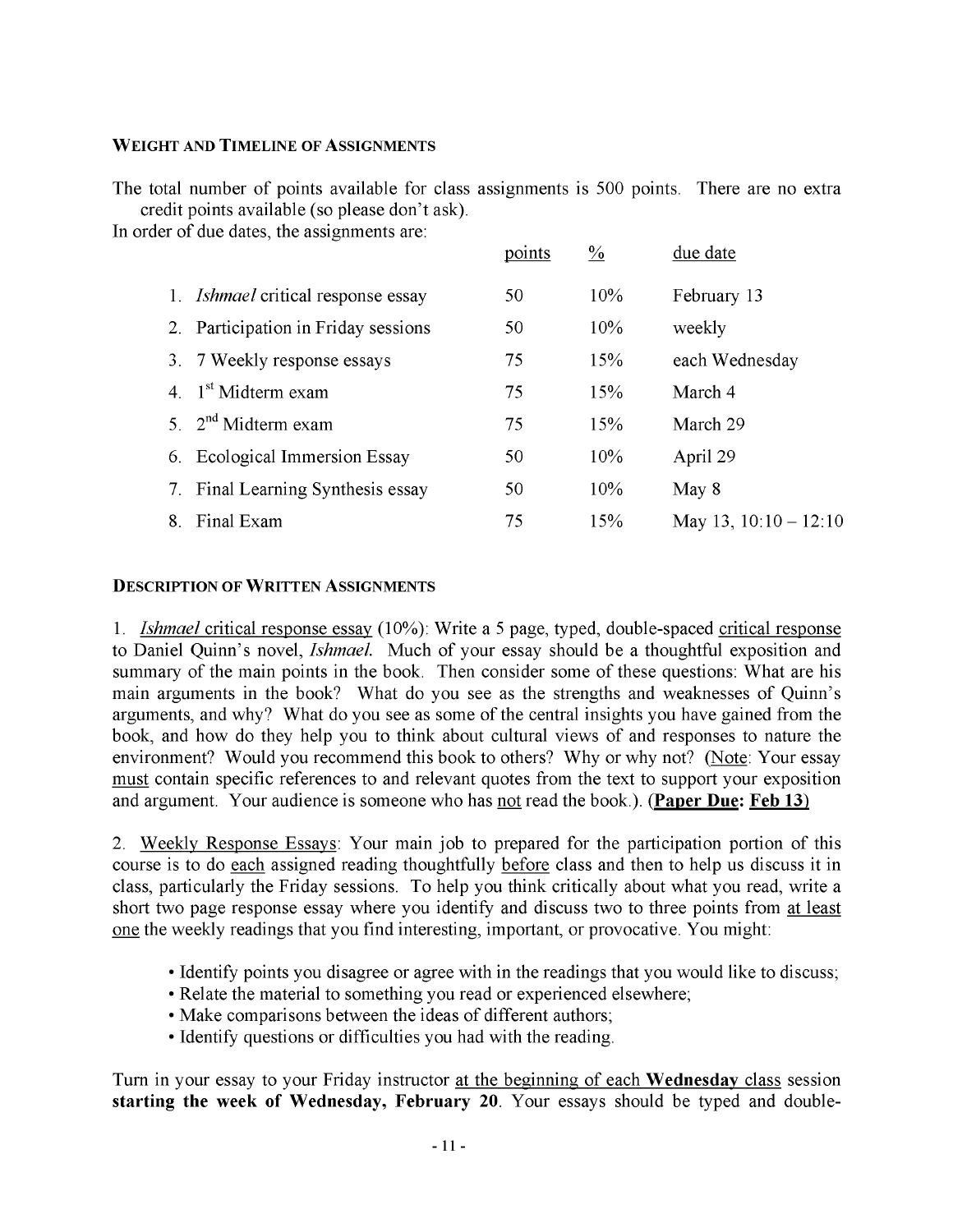### WEIGHT AND TIMELINE OF ASSIGNMENTS

The total number of points available for class assignments is 500 points. There are no extra credit points available (so please don't ask).

In order of due dates, the assignments are:

| | points | % | due date |
|---|---|---|---|
| 1. *Ishmael* critical response essay | 50 | 10% | February 13 |
| 2. Participation in Friday sessions | 50 | 10% | weekly |
| 3. 7 Weekly response essays | 75 | 15% | each Wednesday |
| 4. 1st Midterm exam | 75 | 15% | March 4 |
| 5. 2nd Midterm exam | 75 | 15% | March 29 |
| 6. Ecological Immersion Essay | 50 | 10% | April 29 |
| 7. Final Learning Synthesis essay | 50 | 10% | May 8 |
| 8. Final Exam | 75 | 15% | May 13, 10:10 – 12:10 |

### DESCRIPTION OF WRITTEN ASSIGNMENTS

1. *Ishmael* critical response essay (10%): Write a 5 page, typed, double-spaced critical response to Daniel Quinn's novel, *Ishmael*. Much of your essay should be a thoughtful exposition and summary of the main points in the book. Then consider some of these questions: What are his main arguments in the book? What do you see as the strengths and weaknesses of Quinn's arguments, and why? What do you see as some of the central insights you have gained from the book, and how do they help you to think about cultural views of and responses to nature the environment? Would you recommend this book to others? Why or why not? (Note: Your essay must contain specific references to and relevant quotes from the text to support your exposition and argument. Your audience is someone who has not read the book.). (**Paper Due: Feb 13**)

2. Weekly Response Essays: Your main job to prepared for the participation portion of this course is to do each assigned reading thoughtfully before class and then to help us discuss it in class, particularly the Friday sessions. To help you think critically about what you read, write a short two page response essay where you identify and discuss two to three points from at least one the weekly readings that you find interesting, important, or provocative. You might:

- Identify points you disagree or agree with in the readings that you would like to discuss;
- Relate the material to something you read or experienced elsewhere;
- Make comparisons between the ideas of different authors;
- Identify questions or difficulties you had with the reading.

Turn in your essay to your Friday instructor at the beginning of each **Wednesday** class session **starting the week of Wednesday, February 20**. Your essays should be typed and double-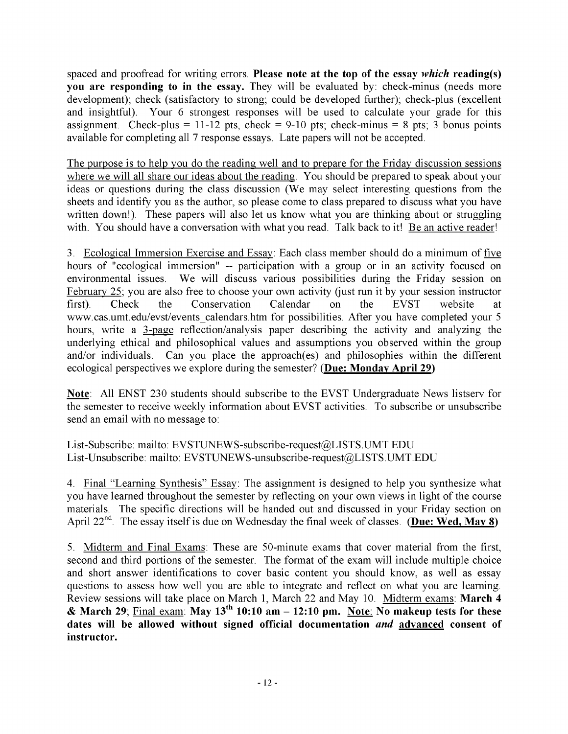spaced and proofread for writing errors. **Please note at the top of the essay *which* reading(s) you are responding to in the essay.** They will be evaluated by: check-minus (needs more development); check (satisfactory to strong; could be developed further); check-plus (excellent and insightful). Your 6 strongest responses will be used to calculate your grade for this assignment. Check-plus = 11-12 pts, check = 9-10 pts; check-minus = 8 pts; 3 bonus points available for completing all 7 response essays. Late papers will not be accepted.

<u>The purpose is to help you do the reading well and to prepare for the Friday discussion sessions where we will all share our ideas about the reading.</u> You should be prepared to speak about your ideas or questions during the class discussion (We may select interesting questions from the sheets and identify you as the author, so please come to class prepared to discuss what you have written down!). These papers will also let us know what you are thinking about or struggling with. You should have a conversation with what you read. Talk back to it! <u>Be an active reader</u>!

3. <u>Ecological Immersion Exercise and Essay</u>: Each class member should do a minimum of <u>five</u> hours of "ecological immersion" -- participation with a group or in an activity focused on environmental issues. We will discuss various possibilities during the Friday session on <u>February 25</u>; you are also free to choose your own activity (just run it by your session instructor first). Check the Conservation Calendar on the EVST website at www.cas.umt.edu/evst/events_calendars.htm for possibilities. After you have completed your 5 hours, write a <u>3-page</u> reflection/analysis paper describing the activity and analyzing the underlying ethical and philosophical values and assumptions you observed within the group and/or individuals. Can you place the approach(es) and philosophies within the different ecological perspectives we explore during the semester? (**<u>Due: Monday April 29</u>**)

**<u>Note</u>**: All ENST 230 students should subscribe to the EVST Undergraduate News listserv for the semester to receive weekly information about EVST activities. To subscribe or unsubscribe send an email with no message to:

List-Subscribe: mailto: EVSTUNEWS-subscribe-request@LISTS.UMT.EDU
List-Unsubscribe: mailto: EVSTUNEWS-unsubscribe-request@LISTS.UMT.EDU

4. <u>Final "Learning Synthesis" Essay</u>: The assignment is designed to help you synthesize what you have learned throughout the semester by reflecting on your own views in light of the course materials. The specific directions will be handed out and discussed in your Friday section on April 22nd. The essay itself is due on Wednesday the final week of classes. (**<u>Due: Wed, May 8</u>**)

5. <u>Midterm and Final Exams</u>: These are 50-minute exams that cover material from the first, second and third portions of the semester. The format of the exam will include multiple choice and short answer identifications to cover basic content you should know, as well as essay questions to assess how well you are able to integrate and reflect on what you are learning. Review sessions will take place on March 1, March 22 and May 10. <u>Midterm exams</u>: **March 4 & March 29**; <u>Final exam</u>: **May 13th 10:10 am – 12:10 pm.** **<u>Note</u>: No makeup tests for these dates will be allowed without signed official documentation *and* <u>advanced</u> consent of instructor.**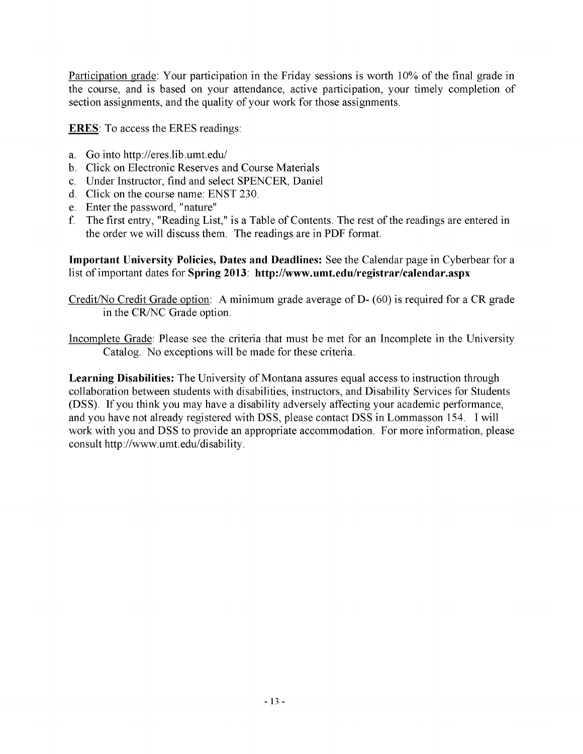Participation grade: Your participation in the Friday sessions is worth 10% of the final grade in the course, and is based on your attendance, active participation, your timely completion of section assignments, and the quality of your work for those assignments.

**ERES**: To access the ERES readings:

a. Go into http://eres.lib.umt.edu/
b. Click on Electronic Reserves and Course Materials
c. Under Instructor, find and select SPENCER, Daniel
d. Click on the course name: ENST 230.
e. Enter the password, "nature"
f. The first entry, "Reading List," is a Table of Contents. The rest of the readings are entered in the order we will discuss them. The readings are in PDF format.

**Important University Policies, Dates and Deadlines:** See the Calendar page in Cyberbear for a list of important dates for **Spring 2013**: **http://www.umt.edu/registrar/calendar.aspx**

Credit/No Credit Grade option: A minimum grade average of D- (60) is required for a CR grade in the CR/NC Grade option.

Incomplete Grade: Please see the criteria that must be met for an Incomplete in the University Catalog. No exceptions will be made for these criteria.

**Learning Disabilities:** The University of Montana assures equal access to instruction through collaboration between students with disabilities, instructors, and Disability Services for Students (DSS). If you think you may have a disability adversely affecting your academic performance, and you have not already registered with DSS, please contact DSS in Lommasson 154. I will work with you and DSS to provide an appropriate accommodation. For more information, please consult http://www.umt.edu/disability.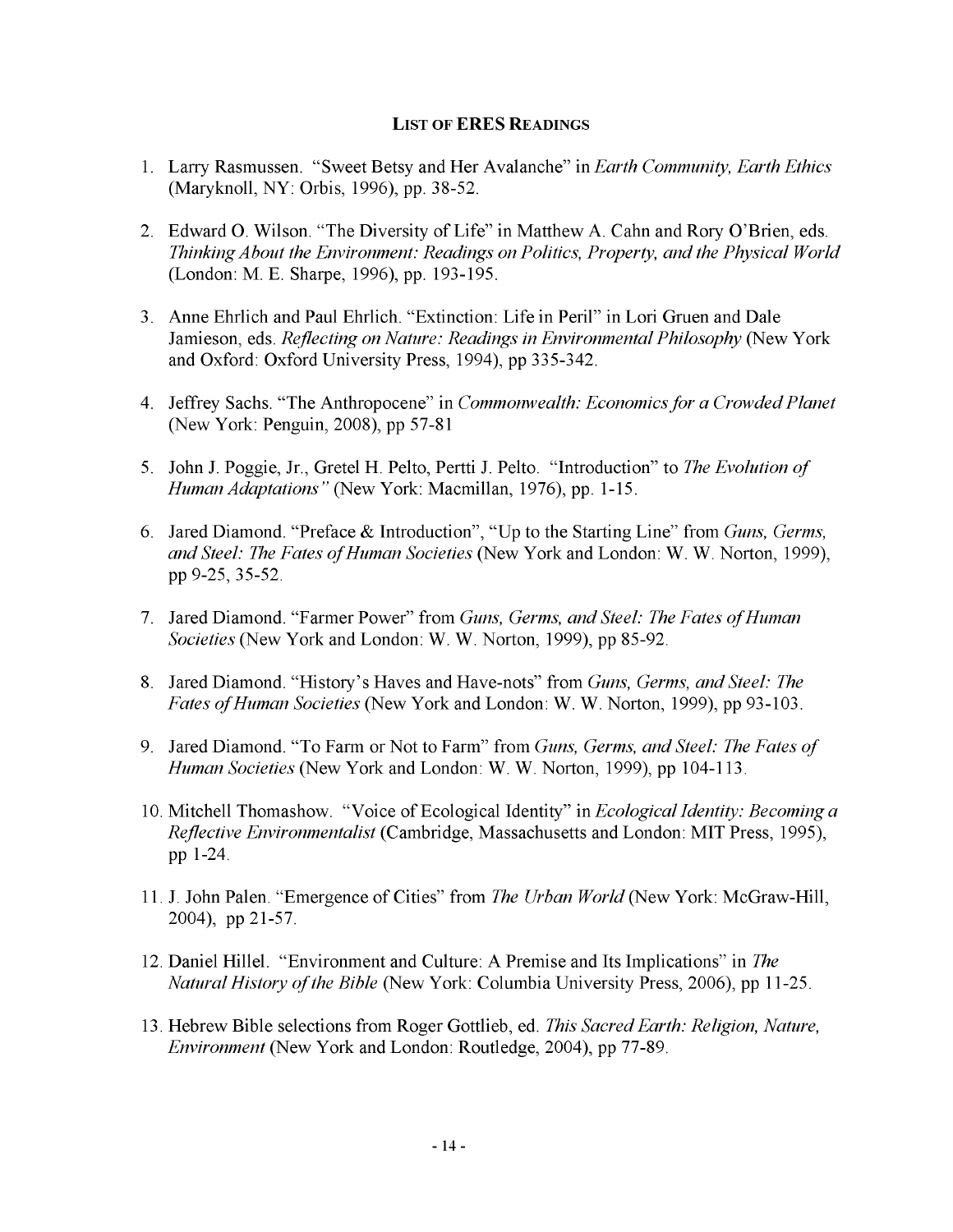## List of ERES Readings

1. Larry Rasmussen. "Sweet Betsy and Her Avalanche" in *Earth Community, Earth Ethics* (Maryknoll, NY: Orbis, 1996), pp. 38-52.

2. Edward O. Wilson. "The Diversity of Life" in Matthew A. Cahn and Rory O'Brien, eds. *Thinking About the Environment: Readings on Politics, Property, and the Physical World* (London: M. E. Sharpe, 1996), pp. 193-195.

3. Anne Ehrlich and Paul Ehrlich. "Extinction: Life in Peril" in Lori Gruen and Dale Jamieson, eds. *Reflecting on Nature: Readings in Environmental Philosophy* (New York and Oxford: Oxford University Press, 1994), pp 335-342.

4. Jeffrey Sachs. "The Anthropocene" in *Commonwealth: Economics for a Crowded Planet* (New York: Penguin, 2008), pp 57-81

5. John J. Poggie, Jr., Gretel H. Pelto, Pertti J. Pelto. "Introduction" to *The Evolution of Human Adaptations"* (New York: Macmillan, 1976), pp. 1-15.

6. Jared Diamond. "Preface & Introduction", "Up to the Starting Line" from *Guns, Germs, and Steel: The Fates of Human Societies* (New York and London: W. W. Norton, 1999), pp 9-25, 35-52.

7. Jared Diamond. "Farmer Power" from *Guns, Germs, and Steel: The Fates of Human Societies* (New York and London: W. W. Norton, 1999), pp 85-92.

8. Jared Diamond. "History's Haves and Have-nots" from *Guns, Germs, and Steel: The Fates of Human Societies* (New York and London: W. W. Norton, 1999), pp 93-103.

9. Jared Diamond. "To Farm or Not to Farm" from *Guns, Germs, and Steel: The Fates of Human Societies* (New York and London: W. W. Norton, 1999), pp 104-113.

10. Mitchell Thomashow. "Voice of Ecological Identity" in *Ecological Identity: Becoming a Reflective Environmentalist* (Cambridge, Massachusetts and London: MIT Press, 1995), pp 1-24.

11. J. John Palen. "Emergence of Cities" from *The Urban World* (New York: McGraw-Hill, 2004), pp 21-57.

12. Daniel Hillel. "Environment and Culture: A Premise and Its Implications" in *The Natural History of the Bible* (New York: Columbia University Press, 2006), pp 11-25.

13. Hebrew Bible selections from Roger Gottlieb, ed. *This Sacred Earth: Religion, Nature, Environment* (New York and London: Routledge, 2004), pp 77-89.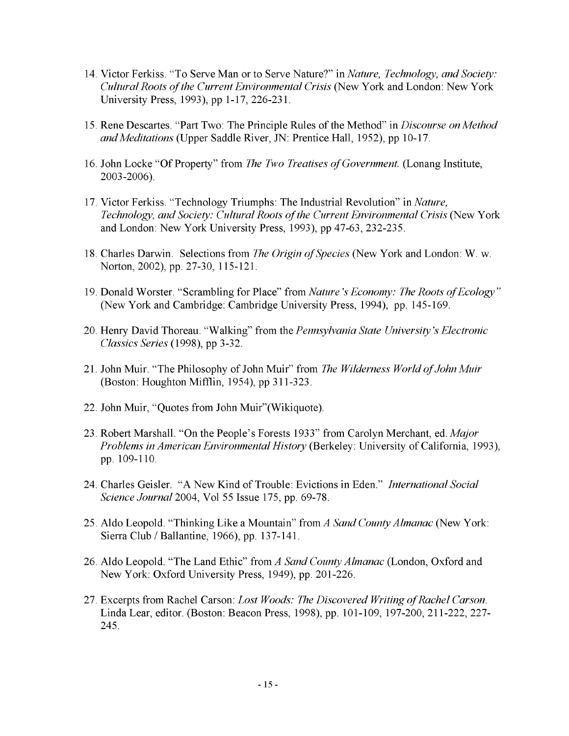14. Victor Ferkiss. "To Serve Man or to Serve Nature?" in *Nature, Technology, and Society: Cultural Roots of the Current Environmental Crisis* (New York and London: New York University Press, 1993), pp 1-17, 226-231.

15. Rene Descartes. "Part Two: The Principle Rules of the Method" in *Discourse on Method and Meditations* (Upper Saddle River, JN: Prentice Hall, 1952), pp 10-17.

16. John Locke "Of Property" from *The Two Treatises of Government.* (Lonang Institute, 2003-2006).

17. Victor Ferkiss. "Technology Triumphs: The Industrial Revolution" in *Nature, Technology, and Society: Cultural Roots of the Current Environmental Crisis* (New York and London: New York University Press, 1993), pp 47-63, 232-235.

18. Charles Darwin. Selections from *The Origin of Species* (New York and London: W. w. Norton, 2002), pp. 27-30, 115-121.

19. Donald Worster. "Scrambling for Place" from *Nature's Economy: The Roots of Ecology"* (New York and Cambridge: Cambridge University Press, 1994), pp. 145-169.

20. Henry David Thoreau. "Walking" from the *Pennsylvania State University's Electronic Classics Series* (1998), pp 3-32.

21. John Muir. "The Philosophy of John Muir" from *The Wilderness World of John Muir* (Boston: Houghton Mifflin, 1954), pp 311-323.

22. John Muir, "Quotes from John Muir"(Wikiquote).

23. Robert Marshall. "On the People's Forests 1933" from Carolyn Merchant, ed. *Major Problems in American Environmental History* (Berkeley: University of California, 1993), pp. 109-110.

24. Charles Geisler. "A New Kind of Trouble: Evictions in Eden." *International Social Science Journal* 2004, Vol 55 Issue 175, pp. 69-78.

25. Aldo Leopold. "Thinking Like a Mountain" from *A Sand County Almanac* (New York: Sierra Club / Ballantine, 1966), pp. 137-141.

26. Aldo Leopold. "The Land Ethic" from *A Sand County Almanac* (London, Oxford and New York: Oxford University Press, 1949), pp. 201-226.

27. Excerpts from Rachel Carson: *Lost Woods: The Discovered Writing of Rachel Carson.* Linda Lear, editor. (Boston: Beacon Press, 1998), pp. 101-109, 197-200, 211-222, 227-245.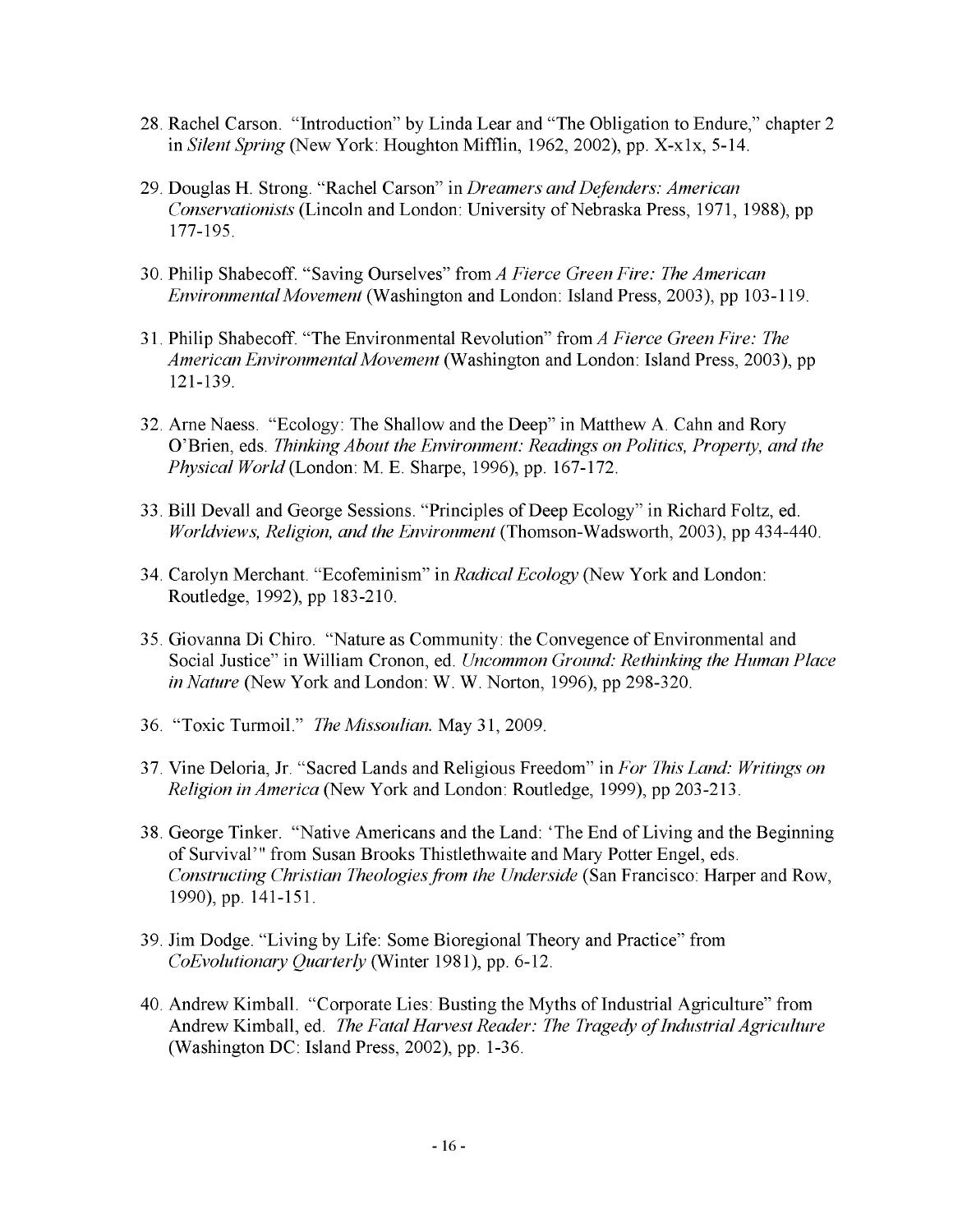28. Rachel Carson. "Introduction" by Linda Lear and "The Obligation to Endure," chapter 2 in *Silent Spring* (New York: Houghton Mifflin, 1962, 2002), pp. X-x1x, 5-14.

29. Douglas H. Strong. "Rachel Carson" in *Dreamers and Defenders: American Conservationists* (Lincoln and London: University of Nebraska Press, 1971, 1988), pp 177-195.

30. Philip Shabecoff. "Saving Ourselves" from *A Fierce Green Fire: The American Environmental Movement* (Washington and London: Island Press, 2003), pp 103-119.

31. Philip Shabecoff. "The Environmental Revolution" from *A Fierce Green Fire: The American Environmental Movement* (Washington and London: Island Press, 2003), pp 121-139.

32. Arne Naess. "Ecology: The Shallow and the Deep" in Matthew A. Cahn and Rory O'Brien, eds. *Thinking About the Environment: Readings on Politics, Property, and the Physical World* (London: M. E. Sharpe, 1996), pp. 167-172.

33. Bill Devall and George Sessions. "Principles of Deep Ecology" in Richard Foltz, ed. *Worldviews, Religion, and the Environment* (Thomson-Wadsworth, 2003), pp 434-440.

34. Carolyn Merchant. "Ecofeminism" in *Radical Ecology* (New York and London: Routledge, 1992), pp 183-210.

35. Giovanna Di Chiro. "Nature as Community: the Convegence of Environmental and Social Justice" in William Cronon, ed. *Uncommon Ground: Rethinking the Human Place in Nature* (New York and London: W. W. Norton, 1996), pp 298-320.

36. "Toxic Turmoil." *The Missoulian.* May 31, 2009.

37. Vine Deloria, Jr. "Sacred Lands and Religious Freedom" in *For This Land: Writings on Religion in America* (New York and London: Routledge, 1999), pp 203-213.

38. George Tinker. "Native Americans and the Land: 'The End of Living and the Beginning of Survival'" from Susan Brooks Thistlethwaite and Mary Potter Engel, eds. *Constructing Christian Theologies from the Underside* (San Francisco: Harper and Row, 1990), pp. 141-151.

39. Jim Dodge. "Living by Life: Some Bioregional Theory and Practice" from *CoEvolutionary Quarterly* (Winter 1981), pp. 6-12.

40. Andrew Kimball. "Corporate Lies: Busting the Myths of Industrial Agriculture" from Andrew Kimball, ed. *The Fatal Harvest Reader: The Tragedy of Industrial Agriculture* (Washington DC: Island Press, 2002), pp. 1-36.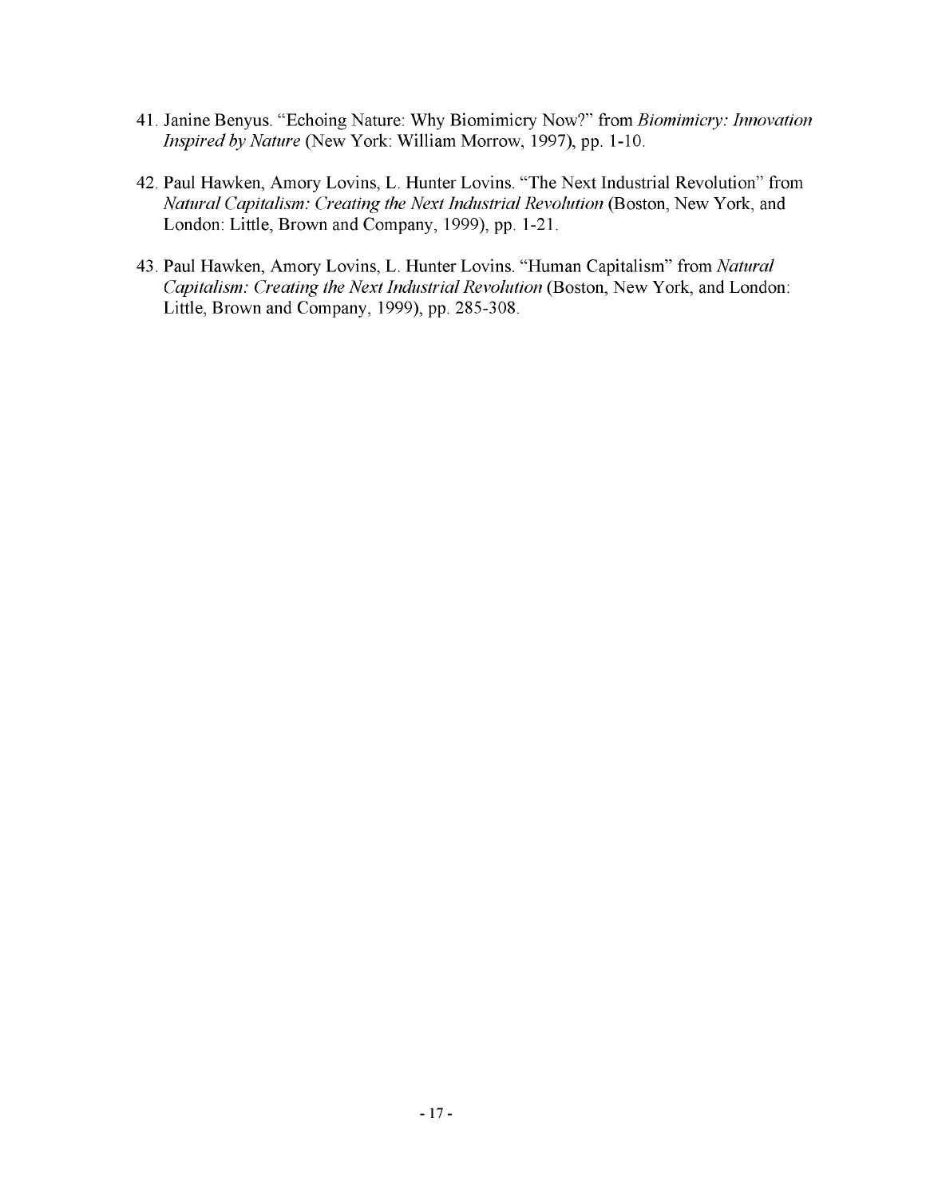41. Janine Benyus. "Echoing Nature: Why Biomimicry Now?" from *Biomimicry: Innovation Inspired by Nature* (New York: William Morrow, 1997), pp. 1-10.

42. Paul Hawken, Amory Lovins, L. Hunter Lovins. "The Next Industrial Revolution" from *Natural Capitalism: Creating the Next Industrial Revolution* (Boston, New York, and London: Little, Brown and Company, 1999), pp. 1-21.

43. Paul Hawken, Amory Lovins, L. Hunter Lovins. "Human Capitalism" from *Natural Capitalism: Creating the Next Industrial Revolution* (Boston, New York, and London: Little, Brown and Company, 1999), pp. 285-308.